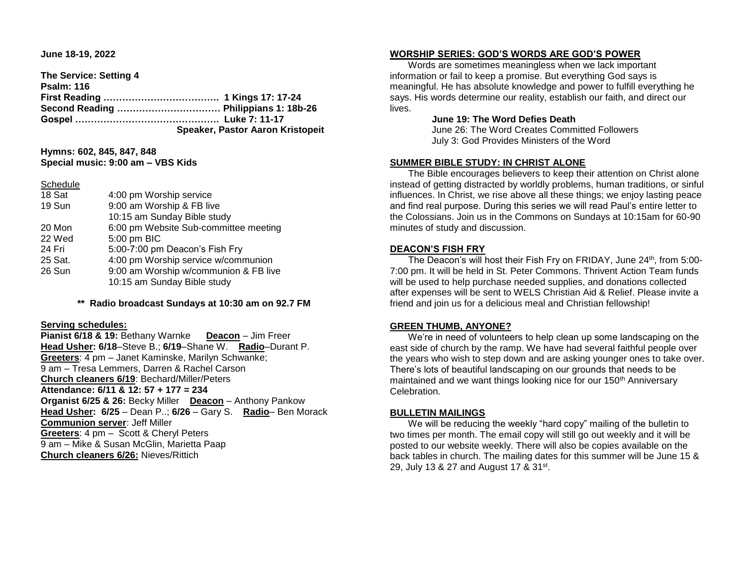**June 18-19, 2022**

**The Service: Setting 4**
**Psalm: 116**
**First Reading ……………………………… 1 Kings 17: 17-24**
**Second Reading …………………………… Philippians 1: 18b-26**
**Gospel ……………………………………… Luke 7: 11-17**
**Speaker, Pastor Aaron Kristopeit**

**Hymns: 602, 845, 847, 848**
**Special music: 9:00 am – VBS Kids**

Schedule

| | |
|---|---|
| 18 Sat | 4:00 pm Worship service |
| 19 Sun | 9:00 am Worship & FB live |
| | 10:15 am Sunday Bible study |
| 20 Mon | 6:00 pm Website Sub-committee meeting |
| 22 Wed | 5:00 pm BIC |
| 24 Fri | 5:00-7:00 pm Deacon's Fish Fry |
| 25 Sat. | 4:00 pm Worship service w/communion |
| 26 Sun | 9:00 am Worship w/communion & FB live |
| | 10:15 am Sunday Bible study |

**\*\* Radio broadcast Sundays at 10:30 am on 92.7 FM**

**Serving schedules:**

**Pianist 6/18 & 19:** Bethany Warnke **Deacon** – Jim Freer
**Head Usher: 6/18**–Steve B.; **6/19**–Shane W. **Radio**–Durant P.
**Greeters**: 4 pm – Janet Kaminske, Marilyn Schwanke;
9 am – Tresa Lemmers, Darren & Rachel Carson
**Church cleaners 6/19**: Bechard/Miller/Peters
**Attendance: 6/11 & 12: 57 + 177 = 234**
**Organist 6/25 & 26:** Becky Miller **Deacon** – Anthony Pankow
**Head Usher: 6/25** – Dean P..; **6/26** – Gary S. **Radio**– Ben Morack
**Communion server**: Jeff Miller
**Greeters**: 4 pm – Scott & Cheryl Peters
9 am – Mike & Susan McGlin, Marietta Paap
**Church cleaners 6/26:** Nieves/Rittich

## WORSHIP SERIES: GOD'S WORDS ARE GOD'S POWER

Words are sometimes meaningless when we lack important information or fail to keep a promise. But everything God says is meaningful. He has absolute knowledge and power to fulfill everything he says. His words determine our reality, establish our faith, and direct our lives.

**June 19: The Word Defies Death**
June 26: The Word Creates Committed Followers
July 3: God Provides Ministers of the Word

## SUMMER BIBLE STUDY: IN CHRIST ALONE

The Bible encourages believers to keep their attention on Christ alone instead of getting distracted by worldly problems, human traditions, or sinful influences. In Christ, we rise above all these things; we enjoy lasting peace and find real purpose. During this series we will read Paul's entire letter to the Colossians. Join us in the Commons on Sundays at 10:15am for 60-90 minutes of study and discussion.

## DEACON'S FISH FRY

The Deacon's will host their Fish Fry on FRIDAY, June 24th, from 5:00-7:00 pm. It will be held in St. Peter Commons. Thrivent Action Team funds will be used to help purchase needed supplies, and donations collected after expenses will be sent to WELS Christian Aid & Relief. Please invite a friend and join us for a delicious meal and Christian fellowship!

## GREEN THUMB, ANYONE?

We're in need of volunteers to help clean up some landscaping on the east side of church by the ramp. We have had several faithful people over the years who wish to step down and are asking younger ones to take over. There's lots of beautiful landscaping on our grounds that needs to be maintained and we want things looking nice for our 150th Anniversary Celebration.

## BULLETIN MAILINGS

We will be reducing the weekly "hard copy" mailing of the bulletin to two times per month. The email copy will still go out weekly and it will be posted to our website weekly. There will also be copies available on the back tables in church. The mailing dates for this summer will be June 15 & 29, July 13 & 27 and August 17 & 31st.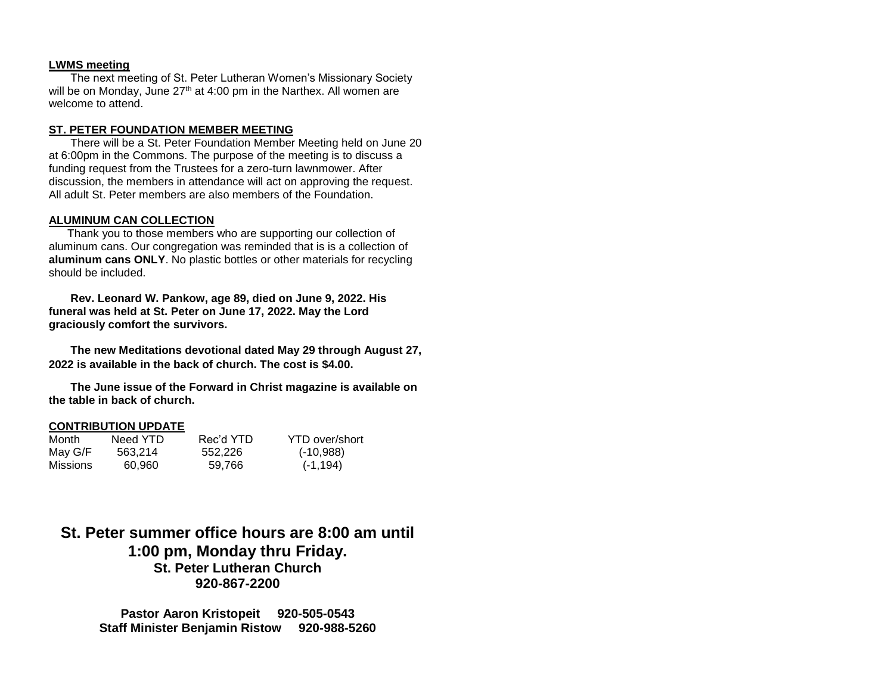**LWMS meeting**

The next meeting of St. Peter Lutheran Women's Missionary Society will be on Monday, June 27th at 4:00 pm in the Narthex. All women are welcome to attend.

**ST. PETER FOUNDATION MEMBER MEETING**

There will be a St. Peter Foundation Member Meeting held on June 20 at 6:00pm in the Commons. The purpose of the meeting is to discuss a funding request from the Trustees for a zero-turn lawnmower. After discussion, the members in attendance will act on approving the request. All adult St. Peter members are also members of the Foundation.

**ALUMINUM CAN COLLECTION**

Thank you to those members who are supporting our collection of aluminum cans. Our congregation was reminded that is is a collection of **aluminum cans ONLY**. No plastic bottles or other materials for recycling should be included.

**Rev. Leonard W. Pankow, age 89, died on June 9, 2022. His funeral was held at St. Peter on June 17, 2022. May the Lord graciously comfort the survivors.**

**The new Meditations devotional dated May 29 through August 27, 2022 is available in the back of church. The cost is $4.00.**

**The June issue of the Forward in Christ magazine is available on the table in back of church.**

**CONTRIBUTION UPDATE**

| Month | Need YTD | Rec'd YTD | YTD over/short |
|---|---|---|---|
| May G/F | 563,214 | 552,226 | (-10,988) |
| Missions | 60,960 | 59,766 | (-1,194) |

**St. Peter summer office hours are 8:00 am until 1:00 pm, Monday thru Friday.**

**St. Peter Lutheran Church**

**920-867-2200**

**Pastor Aaron Kristopeit 920-505-0543**

**Staff Minister Benjamin Ristow 920-988-5260**